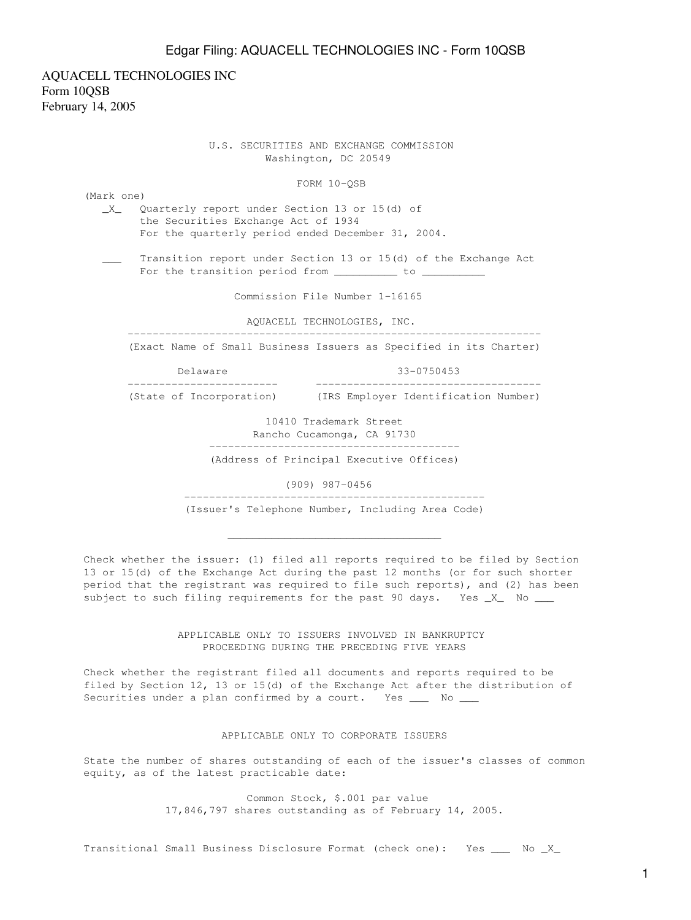AQUACELL TECHNOLOGIES INC
Form 10QSB
February 14, 2005

U.S. SECURITIES AND EXCHANGE COMMISSION
Washington, DC 20549

# FORM 10-QSB

(Mark one)

_X_ Quarterly report under Section 13 or 15(d) of the Securities Exchange Act of 1934
For the quarterly period ended December 31, 2004.

___ Transition report under Section 13 or 15(d) of the Exchange Act
For the transition period from __________ to __________

Commission File Number 1-16165

AQUACELL TECHNOLOGIES, INC.
(Exact Name of Small Business Issuers as Specified in its Charter)

| Delaware | 33-0750453 |
|---|---|
| (State of Incorporation) | (IRS Employer Identification Number) |

10410 Trademark Street
Rancho Cucamonga, CA 91730
(Address of Principal Executive Offices)

(909) 987-0456
(Issuer's Telephone Number, Including Area Code)

Check whether the issuer: (1) filed all reports required to be filed by Section 13 or 15(d) of the Exchange Act during the past 12 months (or for such shorter period that the registrant was required to file such reports), and (2) has been subject to such filing requirements for the past 90 days. Yes _X_ No ___

APPLICABLE ONLY TO ISSUERS INVOLVED IN BANKRUPTCY PROCEEDING DURING THE PRECEDING FIVE YEARS

Check whether the registrant filed all documents and reports required to be filed by Section 12, 13 or 15(d) of the Exchange Act after the distribution of Securities under a plan confirmed by a court. Yes ___ No ___

APPLICABLE ONLY TO CORPORATE ISSUERS

State the number of shares outstanding of each of the issuer's classes of common equity, as of the latest practicable date:

Common Stock, $.001 par value
17,846,797 shares outstanding as of February 14, 2005.

Transitional Small Business Disclosure Format (check one): Yes ___ No _X_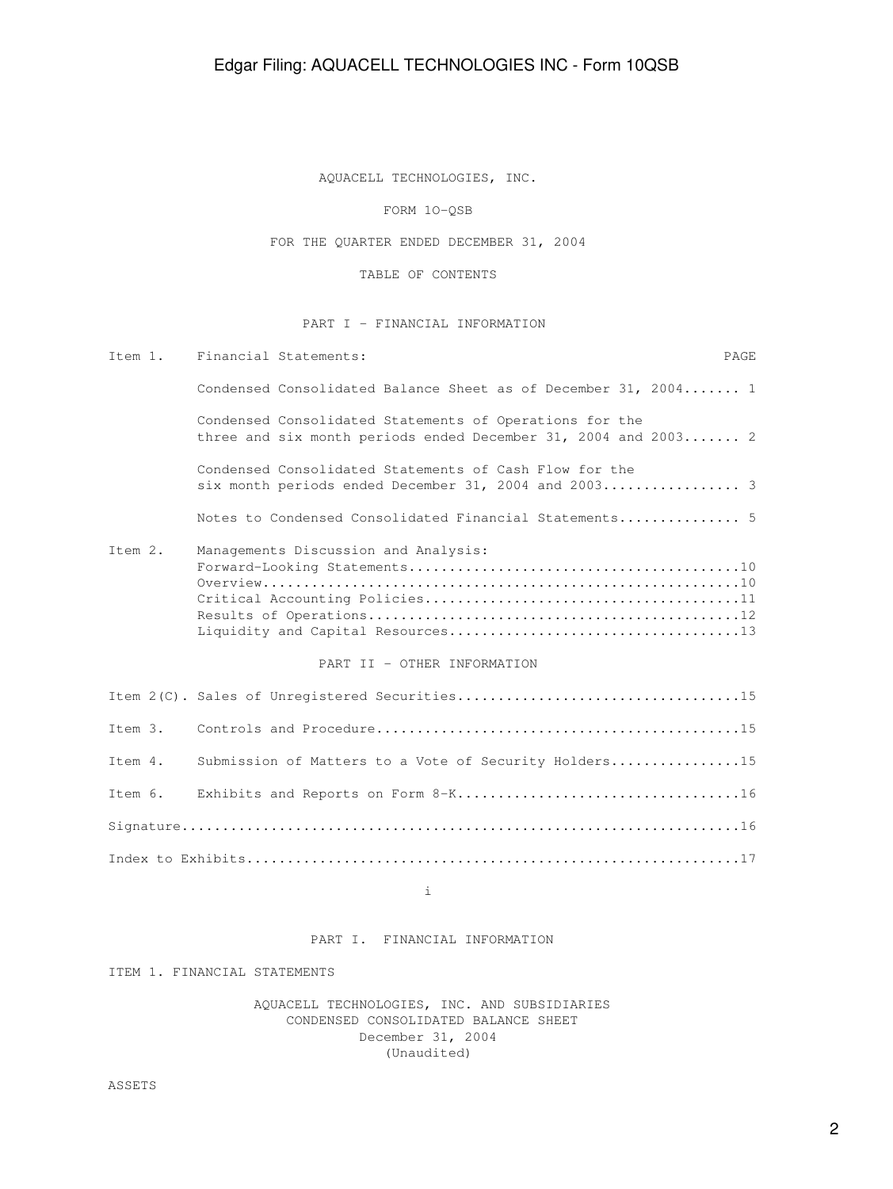AQUACELL TECHNOLOGIES, INC.

FORM 10-QSB

FOR THE QUARTER ENDED DECEMBER 31, 2004

TABLE OF CONTENTS

PART I - FINANCIAL INFORMATION

| | | PAGE |
|---|---|---|
| Item 1. | Financial Statements: | |
| | Condensed Consolidated Balance Sheet as of December 31, 2004 | 1 |
| | Condensed Consolidated Statements of Operations for the three and six month periods ended December 31, 2004 and 2003 | 2 |
| | Condensed Consolidated Statements of Cash Flow for the six month periods ended December 31, 2004 and 2003 | 3 |
| | Notes to Condensed Consolidated Financial Statements | 5 |
| Item 2. | Managements Discussion and Analysis: | |
| | Forward-Looking Statements | 10 |
| | Overview | 10 |
| | Critical Accounting Policies | 11 |
| | Results of Operations | 12 |
| | Liquidity and Capital Resources | 13 |

PART II - OTHER INFORMATION

| | | PAGE |
|---|---|---|
| Item 2(C). | Sales of Unregistered Securities | 15 |
| Item 3. | Controls and Procedure | 15 |
| Item 4. | Submission of Matters to a Vote of Security Holders | 15 |
| Item 6. | Exhibits and Reports on Form 8-K | 16 |
| Signature | | 16 |
| Index to Exhibits | | 17 |

PART I. FINANCIAL INFORMATION

ITEM 1. FINANCIAL STATEMENTS

AQUACELL TECHNOLOGIES, INC. AND SUBSIDIARIES
CONDENSED CONSOLIDATED BALANCE SHEET
December 31, 2004
(Unaudited)

ASSETS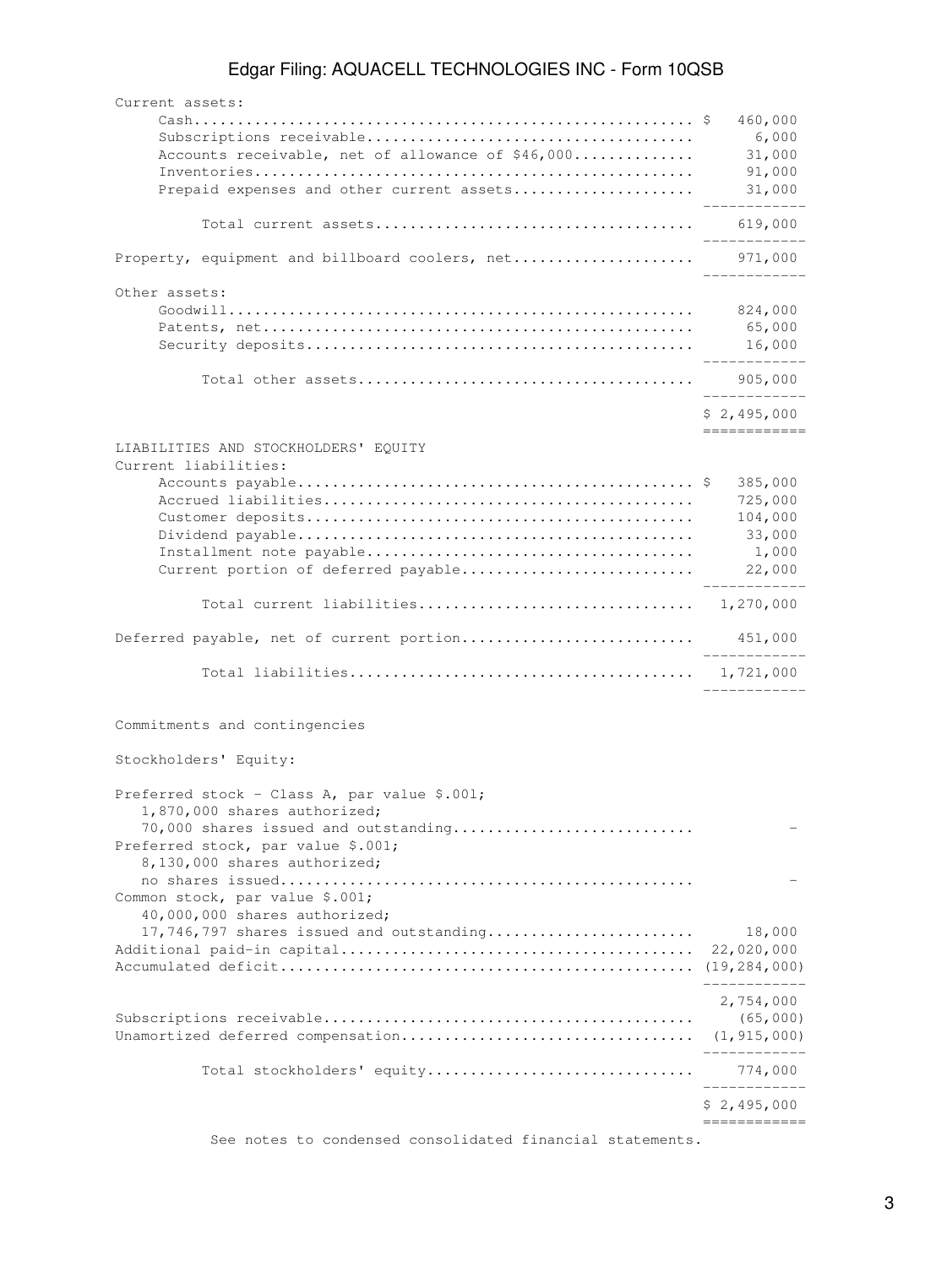| | |
|---|---|
| Current assets: | |
| Cash | $ 460,000 |
| Subscriptions receivable | 6,000 |
| Accounts receivable, net of allowance of $46,000 | 31,000 |
| Inventories | 91,000 |
| Prepaid expenses and other current assets | 31,000 |
| Total current assets | 619,000 |
| Property, equipment and billboard coolers, net | 971,000 |
| Other assets: | |
| Goodwill | 824,000 |
| Patents, net | 65,000 |
| Security deposits | 16,000 |
| Total other assets | 905,000 |
| | $ 2,495,000 |
| LIABILITIES AND STOCKHOLDERS' EQUITY | |
| Current liabilities: | |
| Accounts payable | $ 385,000 |
| Accrued liabilities | 725,000 |
| Customer deposits | 104,000 |
| Dividend payable | 33,000 |
| Installment note payable | 1,000 |
| Current portion of deferred payable | 22,000 |
| Total current liabilities | 1,270,000 |
| Deferred payable, net of current portion | 451,000 |
| Total liabilities | 1,721,000 |
| Commitments and contingencies | |
| Stockholders' Equity: | |
| Preferred stock - Class A, par value $.001; 1,870,000 shares authorized; 70,000 shares issued and outstanding | - |
| Preferred stock, par value $.001; 8,130,000 shares authorized; no shares issued | - |
| Common stock, par value $.001; 40,000,000 shares authorized; 17,746,797 shares issued and outstanding | 18,000 |
| Additional paid-in capital | 22,020,000 |
| Accumulated deficit | (19,284,000) |
| | 2,754,000 |
| Subscriptions receivable | (65,000) |
| Unamortized deferred compensation | (1,915,000) |
| Total stockholders' equity | 774,000 |
| | $ 2,495,000 |

See notes to condensed consolidated financial statements.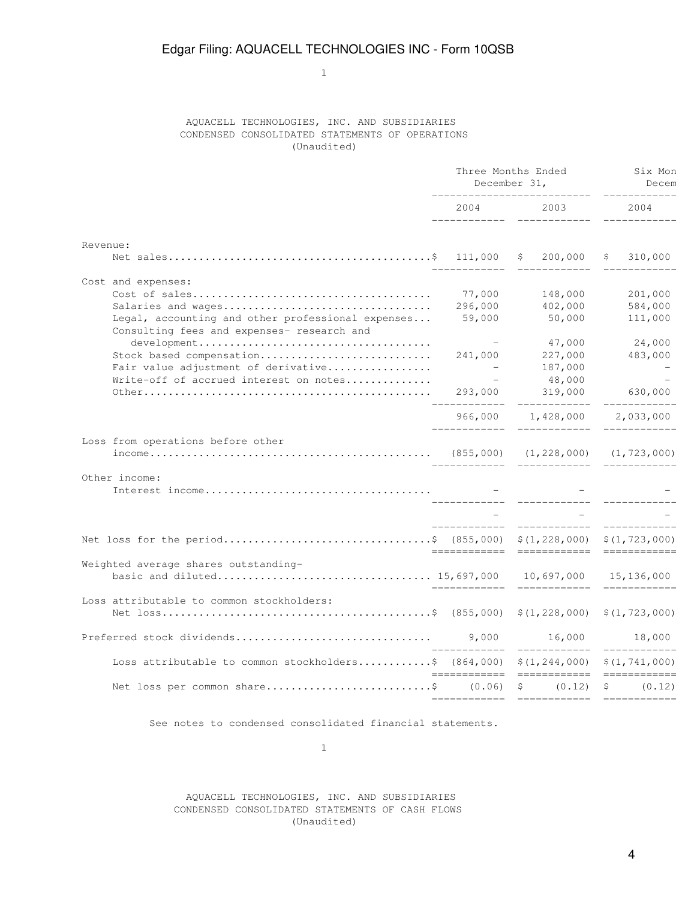AQUACELL TECHNOLOGIES, INC. AND SUBSIDIARIES
CONDENSED CONSOLIDATED STATEMENTS OF OPERATIONS
(Unaudited)

| | Three Months Ended December 31, | | Six Mon Decem |
|---|---|---|---|
| | 2004 | 2003 | 2004 |
| **Revenue:** | | | |
| Net sales | $ 111,000 | $ 200,000 | $ 310,000 |
| **Cost and expenses:** | | | |
| Cost of sales | 77,000 | 148,000 | 201,000 |
| Salaries and wages | 296,000 | 402,000 | 584,000 |
| Legal, accounting and other professional expenses | 59,000 | 50,000 | 111,000 |
| Consulting fees and expenses- research and development | - | 47,000 | 24,000 |
| Stock based compensation | 241,000 | 227,000 | 483,000 |
| Fair value adjustment of derivative | - | 187,000 | - |
| Write-off of accrued interest on notes | - | 48,000 | - |
| Other | 293,000 | 319,000 | 630,000 |
| | 966,000 | 1,428,000 | 2,033,000 |
| Loss from operations before other income | (855,000) | (1,228,000) | (1,723,000) |
| **Other income:** | | | |
| Interest income | - | - | - |
| | - | - | - |
| Net loss for the period | $ (855,000) | $(1,228,000) | $(1,723,000) |
| Weighted average shares outstanding- basic and diluted | 15,697,000 | 10,697,000 | 15,136,000 |
| **Loss attributable to common stockholders:** | | | |
| Net loss | $ (855,000) | $(1,228,000) | $(1,723,000) |
| Preferred stock dividends | 9,000 | 16,000 | 18,000 |
| Loss attributable to common stockholders | $ (864,000) | $(1,244,000) | $(1,741,000) |
| Net loss per common share | $ (0.06) | $ (0.12) | $ (0.12) |

See notes to condensed consolidated financial statements.

AQUACELL TECHNOLOGIES, INC. AND SUBSIDIARIES
CONDENSED CONSOLIDATED STATEMENTS OF CASH FLOWS
(Unaudited)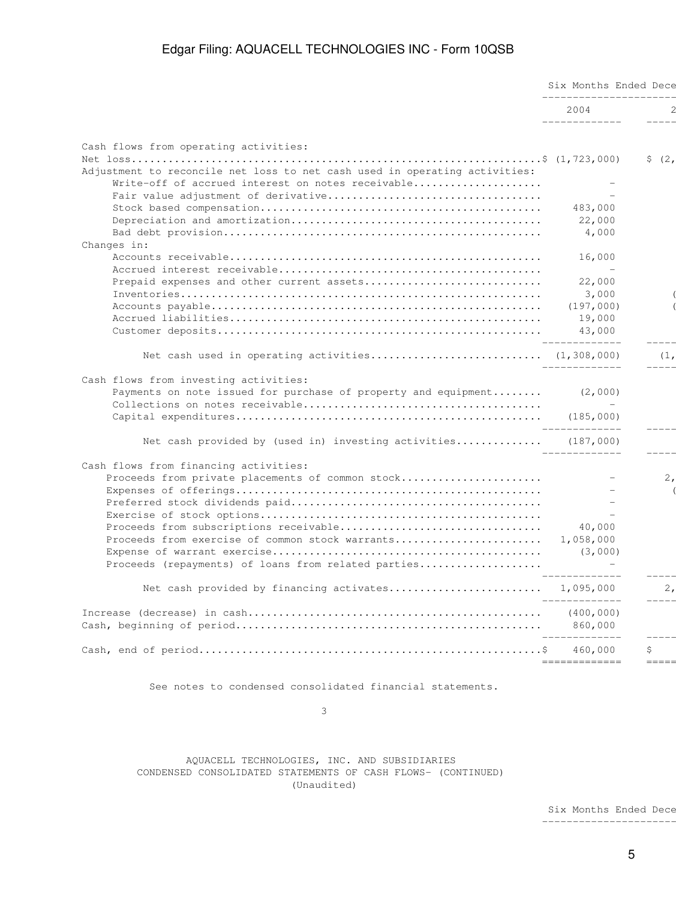| | Six Months Ended Dece | |
|---|---|---|
| | 2004 | 2 |
| Cash flows from operating activities: | | |
| Net loss | $ (1,723,000) | $ (2, |
| Adjustment to reconcile net loss to net cash used in operating activities: | | |
| Write-off of accrued interest on notes receivable | - | |
| Fair value adjustment of derivative | - | |
| Stock based compensation | 483,000 | |
| Depreciation and amortization | 22,000 | |
| Bad debt provision | 4,000 | |
| Changes in: | | |
| Accounts receivable | 16,000 | |
| Accrued interest receivable | - | |
| Prepaid expenses and other current assets | 22,000 | |
| Inventories | 3,000 | ( |
| Accounts payable | (197,000) | ( |
| Accrued liabilities | 19,000 | |
| Customer deposits | 43,000 | |
| Net cash used in operating activities | (1,308,000) | (1, |
| Cash flows from investing activities: | | |
| Payments on note issued for purchase of property and equipment | (2,000) | |
| Collections on notes receivable | - | |
| Capital expenditures | (185,000) | |
| Net cash provided by (used in) investing activities | (187,000) | |
| Cash flows from financing activities: | | |
| Proceeds from private placements of common stock | - | 2, |
| Expenses of offerings | - | ( |
| Preferred stock dividends paid | - | |
| Exercise of stock options | - | |
| Proceeds from subscriptions receivable | 40,000 | |
| Proceeds from exercise of common stock warrants | 1,058,000 | |
| Expense of warrant exercise | (3,000) | |
| Proceeds (repayments) of loans from related parties | - | |
| Net cash provided by financing activates | 1,095,000 | 2, |
| Increase (decrease) in cash | (400,000) | |
| Cash, beginning of period | 860,000 | |
| Cash, end of period | $ 460,000 | $ |

See notes to condensed consolidated financial statements.

AQUACELL TECHNOLOGIES, INC. AND SUBSIDIARIES
CONDENSED CONSOLIDATED STATEMENTS OF CASH FLOWS- (CONTINUED)
(Unaudited)

| | Six Months Ended Dece |
|---|---|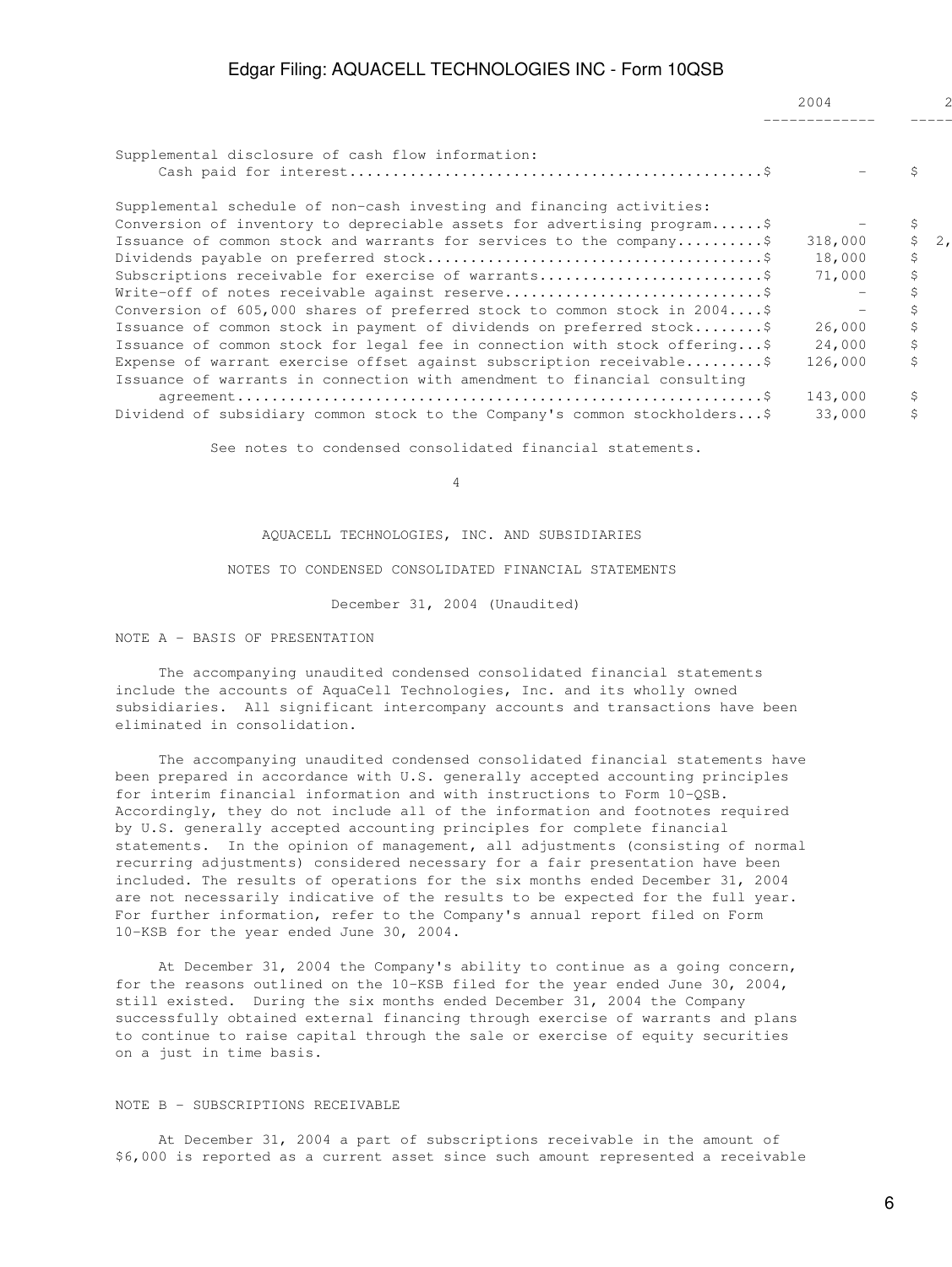| | 2004 | 2 |
|---|---|---|
| Supplemental disclosure of cash flow information: | | |
| Cash paid for interest.............................................$ | - | $ |
| Supplemental schedule of non-cash investing and financing activities: | | |
| Conversion of inventory to depreciable assets for advertising program......$ | - | $ |
| Issuance of common stock and warrants for services to the company.........$ | 318,000 | $ 2, |
| Dividends payable on preferred stock.......................................$ | 18,000 | $ |
| Subscriptions receivable for exercise of warrants..........................$ | 71,000 | $ |
| Write-off of notes receivable against reserve..............................$ | - | $ |
| Conversion of 605,000 shares of preferred stock to common stock in 2004....$ | - | $ |
| Issuance of common stock in payment of dividends on preferred stock........$ | 26,000 | $ |
| Issuance of common stock for legal fee in connection with stock offering...$ | 24,000 | $ |
| Expense of warrant exercise offset against subscription receivable.........$ | 126,000 | $ |
| Issuance of warrants in connection with amendment to financial consulting agreement.............................................................$ | 143,000 | $ |
| Dividend of subsidiary common stock to the Company's common stockholders...$ | 33,000 | $ |

See notes to condensed consolidated financial statements.

AQUACELL TECHNOLOGIES, INC. AND SUBSIDIARIES

NOTES TO CONDENSED CONSOLIDATED FINANCIAL STATEMENTS

December 31, 2004 (Unaudited)

NOTE A - BASIS OF PRESENTATION

The accompanying unaudited condensed consolidated financial statements include the accounts of AquaCell Technologies, Inc. and its wholly owned subsidiaries. All significant intercompany accounts and transactions have been eliminated in consolidation.

The accompanying unaudited condensed consolidated financial statements have been prepared in accordance with U.S. generally accepted accounting principles for interim financial information and with instructions to Form 10-QSB. Accordingly, they do not include all of the information and footnotes required by U.S. generally accepted accounting principles for complete financial statements. In the opinion of management, all adjustments (consisting of normal recurring adjustments) considered necessary for a fair presentation have been included. The results of operations for the six months ended December 31, 2004 are not necessarily indicative of the results to be expected for the full year. For further information, refer to the Company's annual report filed on Form 10-KSB for the year ended June 30, 2004.

At December 31, 2004 the Company's ability to continue as a going concern, for the reasons outlined on the 10-KSB filed for the year ended June 30, 2004, still existed. During the six months ended December 31, 2004 the Company successfully obtained external financing through exercise of warrants and plans to continue to raise capital through the sale or exercise of equity securities on a just in time basis.

NOTE B - SUBSCRIPTIONS RECEIVABLE

At December 31, 2004 a part of subscriptions receivable in the amount of $6,000 is reported as a current asset since such amount represented a receivable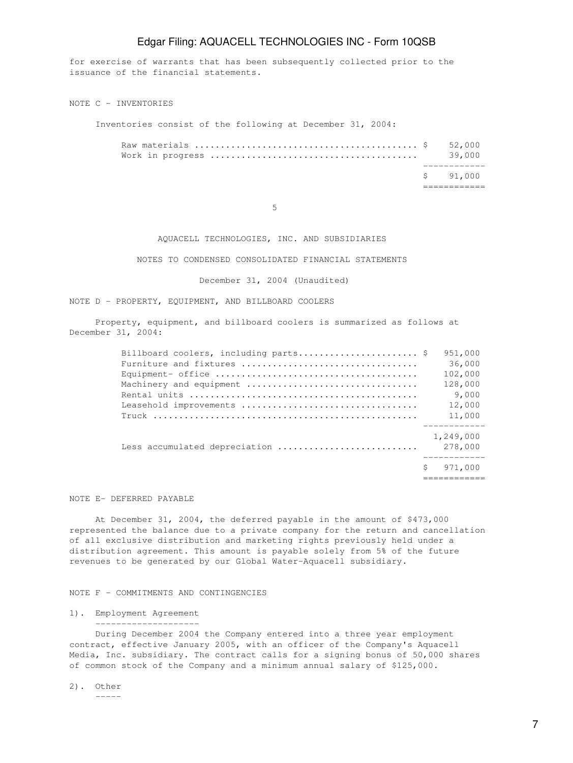for exercise of warrants that has been subsequently collected prior to the issuance of the financial statements.

NOTE C - INVENTORIES

Inventories consist of the following at December 31, 2004:

| | |
|---|---|
| Raw materials | $ 52,000 |
| Work in progress | 39,000 |
| | $ 91,000 |

AQUACELL TECHNOLOGIES, INC. AND SUBSIDIARIES

NOTES TO CONDENSED CONSOLIDATED FINANCIAL STATEMENTS

December 31, 2004 (Unaudited)

NOTE D - PROPERTY, EQUIPMENT, AND BILLBOARD COOLERS

Property, equipment, and billboard coolers is summarized as follows at December 31, 2004:

| | |
|---|---|
| Billboard coolers, including parts | $ 951,000 |
| Furniture and fixtures | 36,000 |
| Equipment- office | 102,000 |
| Machinery and equipment | 128,000 |
| Rental units | 9,000 |
| Leasehold improvements | 12,000 |
| Truck | 11,000 |
| | 1,249,000 |
| Less accumulated depreciation | 278,000 |
| | $ 971,000 |

NOTE E- DEFERRED PAYABLE

At December 31, 2004, the deferred payable in the amount of $473,000 represented the balance due to a private company for the return and cancellation of all exclusive distribution and marketing rights previously held under a distribution agreement. This amount is payable solely from 5% of the future revenues to be generated by our Global Water-Aquacell subsidiary.

NOTE F - COMMITMENTS AND CONTINGENCIES

1). Employment Agreement

During December 2004 the Company entered into a three year employment contract, effective January 2005, with an officer of the Company's Aquacell Media, Inc. subsidiary. The contract calls for a signing bonus of 50,000 shares of common stock of the Company and a minimum annual salary of $125,000.

2). Other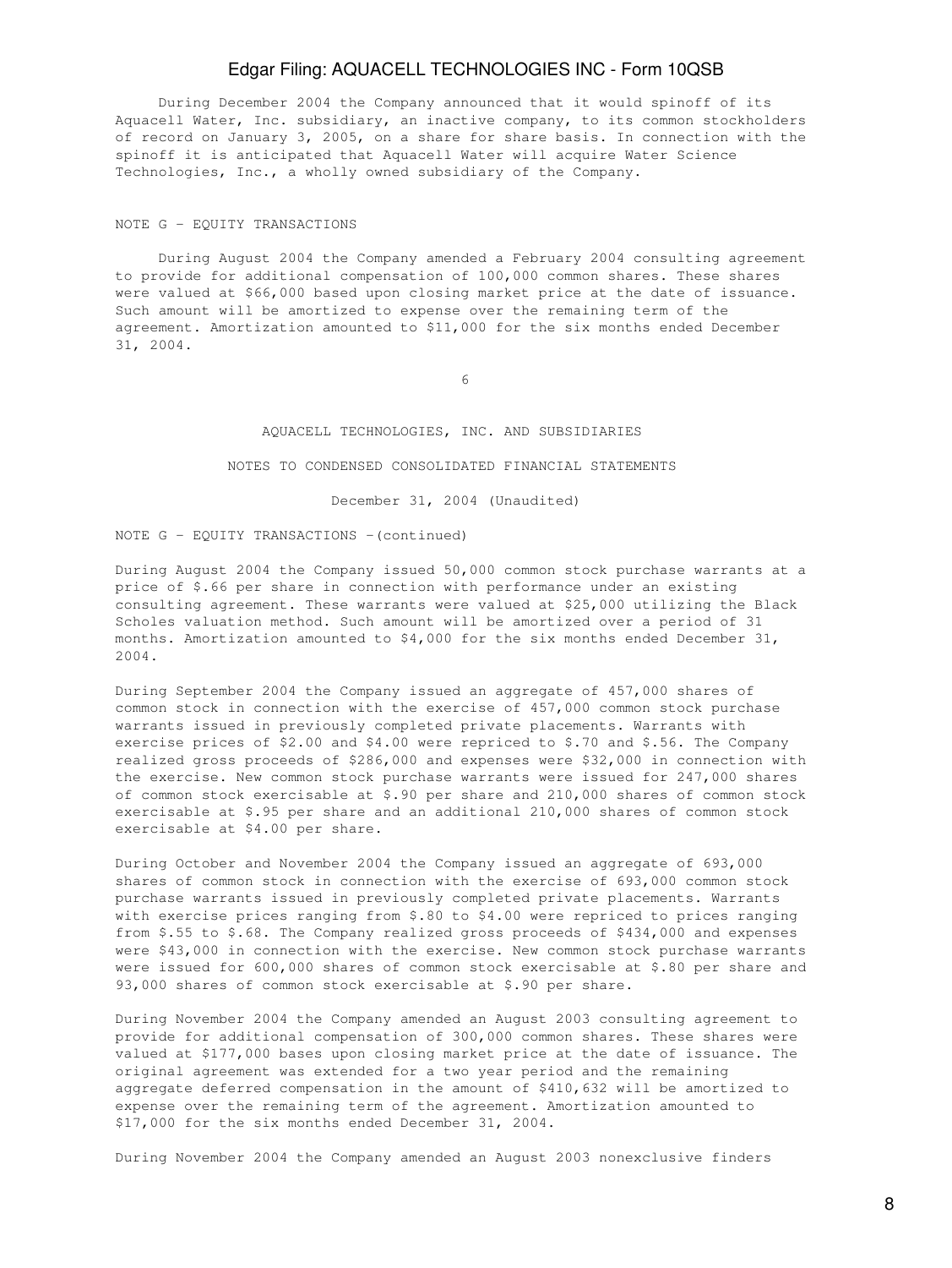During December 2004 the Company announced that it would spinoff of its Aquacell Water, Inc. subsidiary, an inactive company, to its common stockholders of record on January 3, 2005, on a share for share basis. In connection with the spinoff it is anticipated that Aquacell Water will acquire Water Science Technologies, Inc., a wholly owned subsidiary of the Company.

NOTE G - EQUITY TRANSACTIONS

During August 2004 the Company amended a February 2004 consulting agreement to provide for additional compensation of 100,000 common shares. These shares were valued at $66,000 based upon closing market price at the date of issuance. Such amount will be amortized to expense over the remaining term of the agreement. Amortization amounted to $11,000 for the six months ended December 31, 2004.

AQUACELL TECHNOLOGIES, INC. AND SUBSIDIARIES

NOTES TO CONDENSED CONSOLIDATED FINANCIAL STATEMENTS

December 31, 2004 (Unaudited)

NOTE G - EQUITY TRANSACTIONS -(continued)

During August 2004 the Company issued 50,000 common stock purchase warrants at a price of $.66 per share in connection with performance under an existing consulting agreement. These warrants were valued at $25,000 utilizing the Black Scholes valuation method. Such amount will be amortized over a period of 31 months. Amortization amounted to $4,000 for the six months ended December 31, 2004.

During September 2004 the Company issued an aggregate of 457,000 shares of common stock in connection with the exercise of 457,000 common stock purchase warrants issued in previously completed private placements. Warrants with exercise prices of $2.00 and $4.00 were repriced to $.70 and $.56. The Company realized gross proceeds of $286,000 and expenses were $32,000 in connection with the exercise. New common stock purchase warrants were issued for 247,000 shares of common stock exercisable at $.90 per share and 210,000 shares of common stock exercisable at $.95 per share and an additional 210,000 shares of common stock exercisable at $4.00 per share.

During October and November 2004 the Company issued an aggregate of 693,000 shares of common stock in connection with the exercise of 693,000 common stock purchase warrants issued in previously completed private placements. Warrants with exercise prices ranging from $.80 to $4.00 were repriced to prices ranging from $.55 to $.68. The Company realized gross proceeds of $434,000 and expenses were $43,000 in connection with the exercise. New common stock purchase warrants were issued for 600,000 shares of common stock exercisable at $.80 per share and 93,000 shares of common stock exercisable at $.90 per share.

During November 2004 the Company amended an August 2003 consulting agreement to provide for additional compensation of 300,000 common shares. These shares were valued at $177,000 bases upon closing market price at the date of issuance. The original agreement was extended for a two year period and the remaining aggregate deferred compensation in the amount of $410,632 will be amortized to expense over the remaining term of the agreement. Amortization amounted to $17,000 for the six months ended December 31, 2004.

During November 2004 the Company amended an August 2003 nonexclusive finders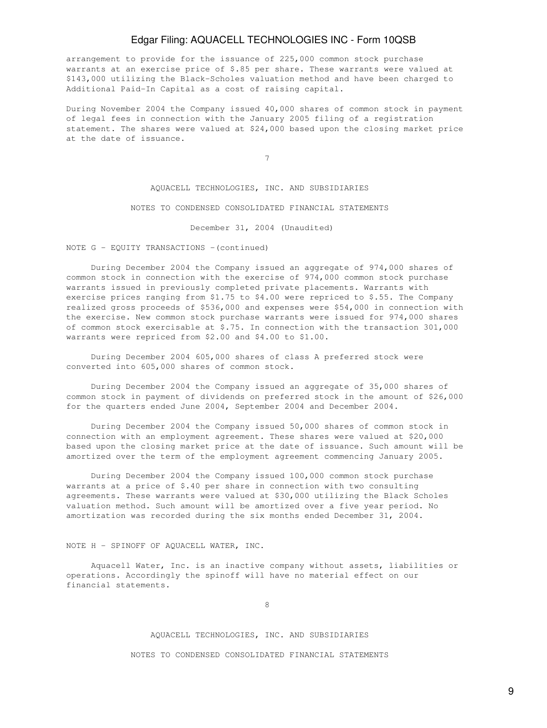arrangement to provide for the issuance of 225,000 common stock purchase warrants at an exercise price of $.85 per share. These warrants were valued at $143,000 utilizing the Black-Scholes valuation method and have been charged to Additional Paid-In Capital as a cost of raising capital.

During November 2004 the Company issued 40,000 shares of common stock in payment of legal fees in connection with the January 2005 filing of a registration statement. The shares were valued at $24,000 based upon the closing market price at the date of issuance.

AQUACELL TECHNOLOGIES, INC. AND SUBSIDIARIES

NOTES TO CONDENSED CONSOLIDATED FINANCIAL STATEMENTS

December 31, 2004 (Unaudited)

NOTE G - EQUITY TRANSACTIONS -(continued)

During December 2004 the Company issued an aggregate of 974,000 shares of common stock in connection with the exercise of 974,000 common stock purchase warrants issued in previously completed private placements. Warrants with exercise prices ranging from $1.75 to $4.00 were repriced to $.55. The Company realized gross proceeds of $536,000 and expenses were $54,000 in connection with the exercise. New common stock purchase warrants were issued for 974,000 shares of common stock exercisable at $.75. In connection with the transaction 301,000 warrants were repriced from $2.00 and $4.00 to $1.00.

During December 2004 605,000 shares of class A preferred stock were converted into 605,000 shares of common stock.

During December 2004 the Company issued an aggregate of 35,000 shares of common stock in payment of dividends on preferred stock in the amount of $26,000 for the quarters ended June 2004, September 2004 and December 2004.

During December 2004 the Company issued 50,000 shares of common stock in connection with an employment agreement. These shares were valued at $20,000 based upon the closing market price at the date of issuance. Such amount will be amortized over the term of the employment agreement commencing January 2005.

During December 2004 the Company issued 100,000 common stock purchase warrants at a price of $.40 per share in connection with two consulting agreements. These warrants were valued at $30,000 utilizing the Black Scholes valuation method. Such amount will be amortized over a five year period. No amortization was recorded during the six months ended December 31, 2004.

NOTE H - SPINOFF OF AQUACELL WATER, INC.

Aquacell Water, Inc. is an inactive company without assets, liabilities or operations. Accordingly the spinoff will have no material effect on our financial statements.

AQUACELL TECHNOLOGIES, INC. AND SUBSIDIARIES

NOTES TO CONDENSED CONSOLIDATED FINANCIAL STATEMENTS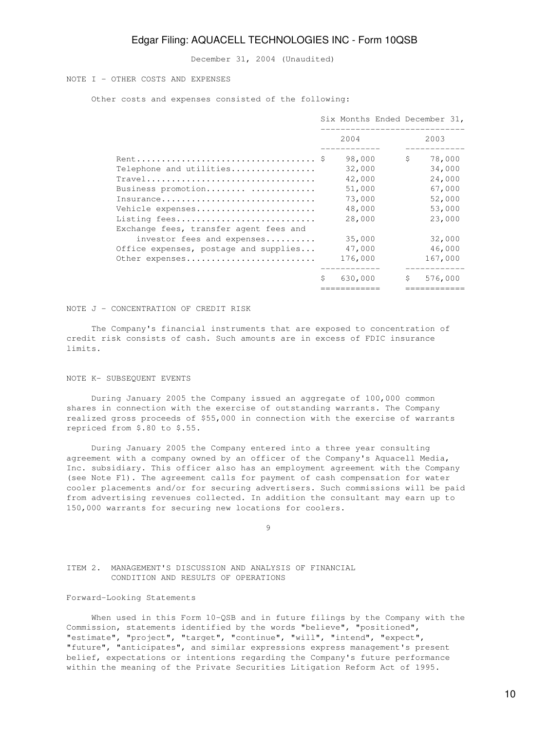December 31, 2004 (Unaudited)

NOTE I - OTHER COSTS AND EXPENSES

Other costs and expenses consisted of the following:

| | Six Months Ended December 31, | |
|---|---|---|
| | 2004 | 2003 |
| Rent | $ 98,000 | $ 78,000 |
| Telephone and utilities | 32,000 | 34,000 |
| Travel | 42,000 | 24,000 |
| Business promotion | 51,000 | 67,000 |
| Insurance | 73,000 | 52,000 |
| Vehicle expenses | 48,000 | 53,000 |
| Listing fees | 28,000 | 23,000 |
| Exchange fees, transfer agent fees and investor fees and expenses | 35,000 | 32,000 |
| Office expenses, postage and supplies | 47,000 | 46,000 |
| Other expenses | 176,000 | 167,000 |
| | $ 630,000 | $ 576,000 |

NOTE J - CONCENTRATION OF CREDIT RISK

The Company's financial instruments that are exposed to concentration of credit risk consists of cash. Such amounts are in excess of FDIC insurance limits.

NOTE K- SUBSEQUENT EVENTS

During January 2005 the Company issued an aggregate of 100,000 common shares in connection with the exercise of outstanding warrants. The Company realized gross proceeds of $55,000 in connection with the exercise of warrants repriced from $.80 to $.55.

During January 2005 the Company entered into a three year consulting agreement with a company owned by an officer of the Company's Aquacell Media, Inc. subsidiary. This officer also has an employment agreement with the Company (see Note F1). The agreement calls for payment of cash compensation for water cooler placements and/or for securing advertisers. Such commissions will be paid from advertising revenues collected. In addition the consultant may earn up to 150,000 warrants for securing new locations for coolers.

ITEM 2. MANAGEMENT'S DISCUSSION AND ANALYSIS OF FINANCIAL CONDITION AND RESULTS OF OPERATIONS

Forward-Looking Statements

When used in this Form 10-QSB and in future filings by the Company with the Commission, statements identified by the words "believe", "positioned", "estimate", "project", "target", "continue", "will", "intend", "expect", "future", "anticipates", and similar expressions express management's present belief, expectations or intentions regarding the Company's future performance within the meaning of the Private Securities Litigation Reform Act of 1995.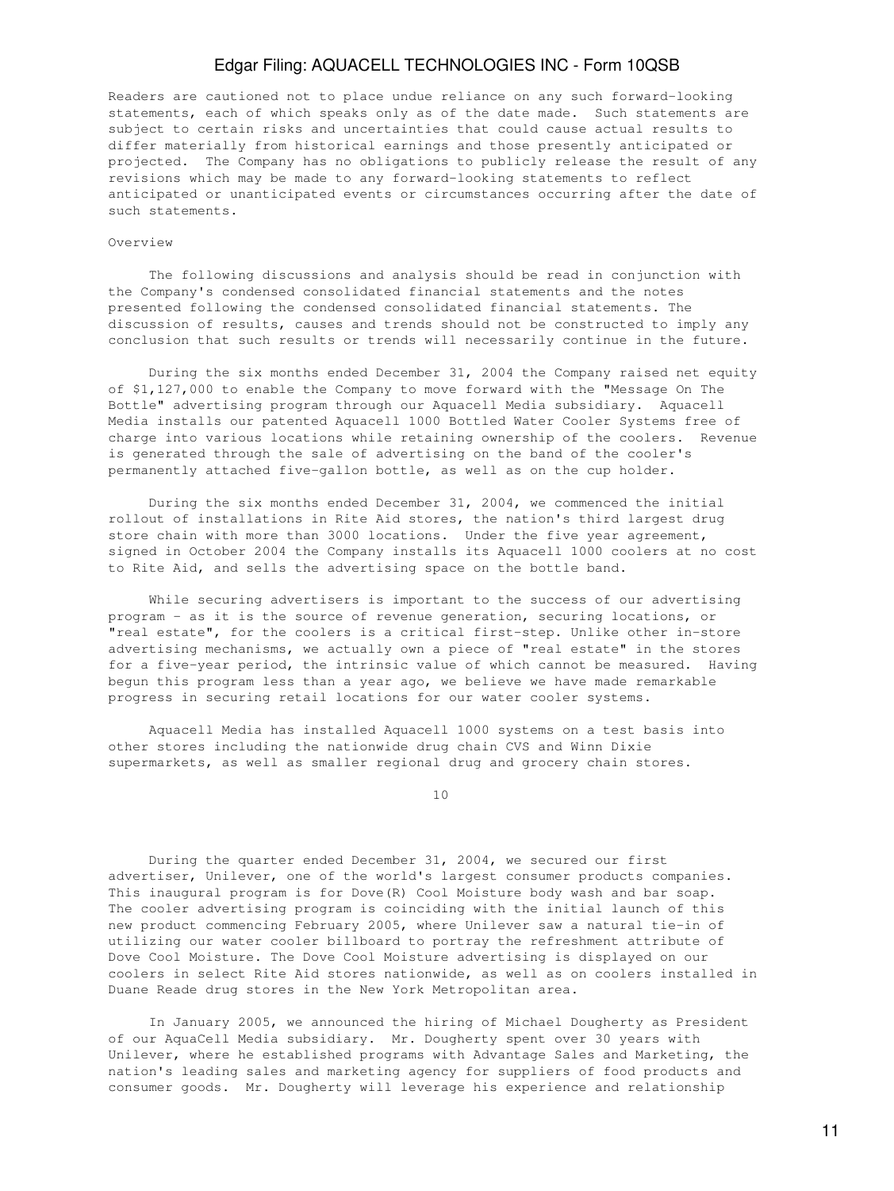Readers are cautioned not to place undue reliance on any such forward-looking statements, each of which speaks only as of the date made. Such statements are subject to certain risks and uncertainties that could cause actual results to differ materially from historical earnings and those presently anticipated or projected. The Company has no obligations to publicly release the result of any revisions which may be made to any forward-looking statements to reflect anticipated or unanticipated events or circumstances occurring after the date of such statements.

Overview

The following discussions and analysis should be read in conjunction with the Company's condensed consolidated financial statements and the notes presented following the condensed consolidated financial statements. The discussion of results, causes and trends should not be constructed to imply any conclusion that such results or trends will necessarily continue in the future.

During the six months ended December 31, 2004 the Company raised net equity of $1,127,000 to enable the Company to move forward with the "Message On The Bottle" advertising program through our Aquacell Media subsidiary. Aquacell Media installs our patented Aquacell 1000 Bottled Water Cooler Systems free of charge into various locations while retaining ownership of the coolers. Revenue is generated through the sale of advertising on the band of the cooler's permanently attached five-gallon bottle, as well as on the cup holder.

During the six months ended December 31, 2004, we commenced the initial rollout of installations in Rite Aid stores, the nation's third largest drug store chain with more than 3000 locations. Under the five year agreement, signed in October 2004 the Company installs its Aquacell 1000 coolers at no cost to Rite Aid, and sells the advertising space on the bottle band.

While securing advertisers is important to the success of our advertising program - as it is the source of revenue generation, securing locations, or "real estate", for the coolers is a critical first-step. Unlike other in-store advertising mechanisms, we actually own a piece of "real estate" in the stores for a five-year period, the intrinsic value of which cannot be measured. Having begun this program less than a year ago, we believe we have made remarkable progress in securing retail locations for our water cooler systems.

Aquacell Media has installed Aquacell 1000 systems on a test basis into other stores including the nationwide drug chain CVS and Winn Dixie supermarkets, as well as smaller regional drug and grocery chain stores.

During the quarter ended December 31, 2004, we secured our first advertiser, Unilever, one of the world's largest consumer products companies. This inaugural program is for Dove(R) Cool Moisture body wash and bar soap. The cooler advertising program is coinciding with the initial launch of this new product commencing February 2005, where Unilever saw a natural tie-in of utilizing our water cooler billboard to portray the refreshment attribute of Dove Cool Moisture. The Dove Cool Moisture advertising is displayed on our coolers in select Rite Aid stores nationwide, as well as on coolers installed in Duane Reade drug stores in the New York Metropolitan area.

In January 2005, we announced the hiring of Michael Dougherty as President of our AquaCell Media subsidiary. Mr. Dougherty spent over 30 years with Unilever, where he established programs with Advantage Sales and Marketing, the nation's leading sales and marketing agency for suppliers of food products and consumer goods. Mr. Dougherty will leverage his experience and relationship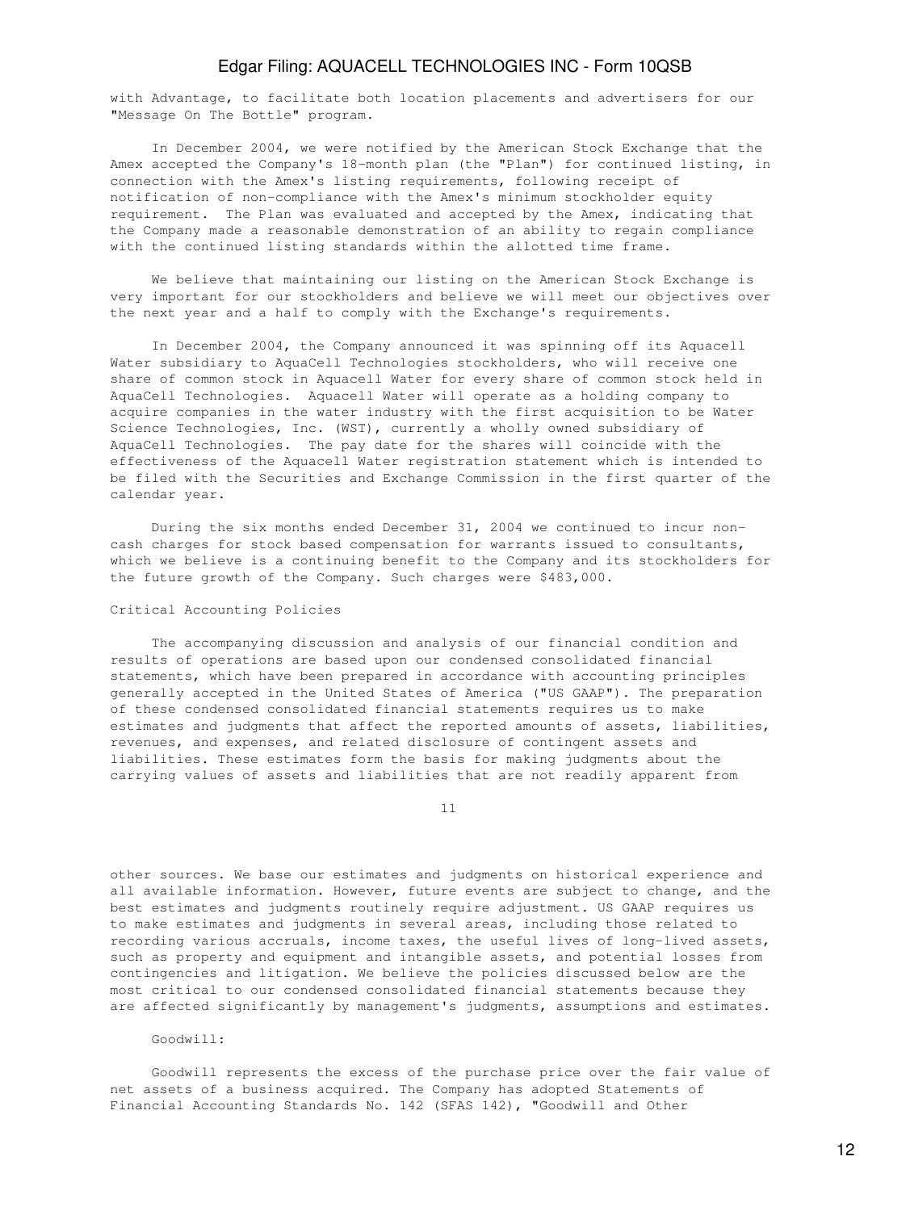with Advantage, to facilitate both location placements and advertisers for our "Message On The Bottle" program.

In December 2004, we were notified by the American Stock Exchange that the Amex accepted the Company's 18-month plan (the "Plan") for continued listing, in connection with the Amex's listing requirements, following receipt of notification of non-compliance with the Amex's minimum stockholder equity requirement. The Plan was evaluated and accepted by the Amex, indicating that the Company made a reasonable demonstration of an ability to regain compliance with the continued listing standards within the allotted time frame.

We believe that maintaining our listing on the American Stock Exchange is very important for our stockholders and believe we will meet our objectives over the next year and a half to comply with the Exchange's requirements.

In December 2004, the Company announced it was spinning off its Aquacell Water subsidiary to AquaCell Technologies stockholders, who will receive one share of common stock in Aquacell Water for every share of common stock held in AquaCell Technologies. Aquacell Water will operate as a holding company to acquire companies in the water industry with the first acquisition to be Water Science Technologies, Inc. (WST), currently a wholly owned subsidiary of AquaCell Technologies. The pay date for the shares will coincide with the effectiveness of the Aquacell Water registration statement which is intended to be filed with the Securities and Exchange Commission in the first quarter of the calendar year.

During the six months ended December 31, 2004 we continued to incur non-cash charges for stock based compensation for warrants issued to consultants, which we believe is a continuing benefit to the Company and its stockholders for the future growth of the Company. Such charges were $483,000.

## Critical Accounting Policies

The accompanying discussion and analysis of our financial condition and results of operations are based upon our condensed consolidated financial statements, which have been prepared in accordance with accounting principles generally accepted in the United States of America ("US GAAP"). The preparation of these condensed consolidated financial statements requires us to make estimates and judgments that affect the reported amounts of assets, liabilities, revenues, and expenses, and related disclosure of contingent assets and liabilities. These estimates form the basis for making judgments about the carrying values of assets and liabilities that are not readily apparent from other sources. We base our estimates and judgments on historical experience and all available information. However, future events are subject to change, and the best estimates and judgments routinely require adjustment. US GAAP requires us to make estimates and judgments in several areas, including those related to recording various accruals, income taxes, the useful lives of long-lived assets, such as property and equipment and intangible assets, and potential losses from contingencies and litigation. We believe the policies discussed below are the most critical to our condensed consolidated financial statements because they are affected significantly by management's judgments, assumptions and estimates.

Goodwill:

Goodwill represents the excess of the purchase price over the fair value of net assets of a business acquired. The Company has adopted Statements of Financial Accounting Standards No. 142 (SFAS 142), "Goodwill and Other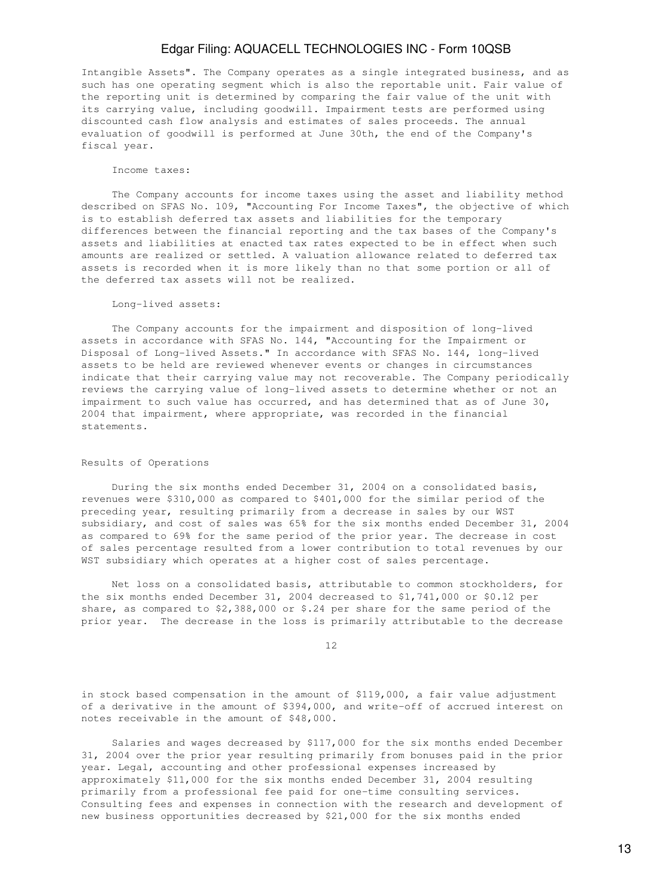Intangible Assets". The Company operates as a single integrated business, and as such has one operating segment which is also the reportable unit. Fair value of the reporting unit is determined by comparing the fair value of the unit with its carrying value, including goodwill. Impairment tests are performed using discounted cash flow analysis and estimates of sales proceeds. The annual evaluation of goodwill is performed at June 30th, the end of the Company's fiscal year.

Income taxes:

The Company accounts for income taxes using the asset and liability method described on SFAS No. 109, "Accounting For Income Taxes", the objective of which is to establish deferred tax assets and liabilities for the temporary differences between the financial reporting and the tax bases of the Company's assets and liabilities at enacted tax rates expected to be in effect when such amounts are realized or settled. A valuation allowance related to deferred tax assets is recorded when it is more likely than no that some portion or all of the deferred tax assets will not be realized.

Long-lived assets:

The Company accounts for the impairment and disposition of long-lived assets in accordance with SFAS No. 144, "Accounting for the Impairment or Disposal of Long-lived Assets." In accordance with SFAS No. 144, long-lived assets to be held are reviewed whenever events or changes in circumstances indicate that their carrying value may not recoverable. The Company periodically reviews the carrying value of long-lived assets to determine whether or not an impairment to such value has occurred, and has determined that as of June 30, 2004 that impairment, where appropriate, was recorded in the financial statements.

Results of Operations

During the six months ended December 31, 2004 on a consolidated basis, revenues were $310,000 as compared to $401,000 for the similar period of the preceding year, resulting primarily from a decrease in sales by our WST subsidiary, and cost of sales was 65% for the six months ended December 31, 2004 as compared to 69% for the same period of the prior year. The decrease in cost of sales percentage resulted from a lower contribution to total revenues by our WST subsidiary which operates at a higher cost of sales percentage.

Net loss on a consolidated basis, attributable to common stockholders, for the six months ended December 31, 2004 decreased to $1,741,000 or $0.12 per share, as compared to $2,388,000 or $.24 per share for the same period of the prior year. The decrease in the loss is primarily attributable to the decrease in stock based compensation in the amount of $119,000, a fair value adjustment of a derivative in the amount of $394,000, and write-off of accrued interest on notes receivable in the amount of $48,000.

Salaries and wages decreased by $117,000 for the six months ended December 31, 2004 over the prior year resulting primarily from bonuses paid in the prior year. Legal, accounting and other professional expenses increased by approximately $11,000 for the six months ended December 31, 2004 resulting primarily from a professional fee paid for one-time consulting services. Consulting fees and expenses in connection with the research and development of new business opportunities decreased by $21,000 for the six months ended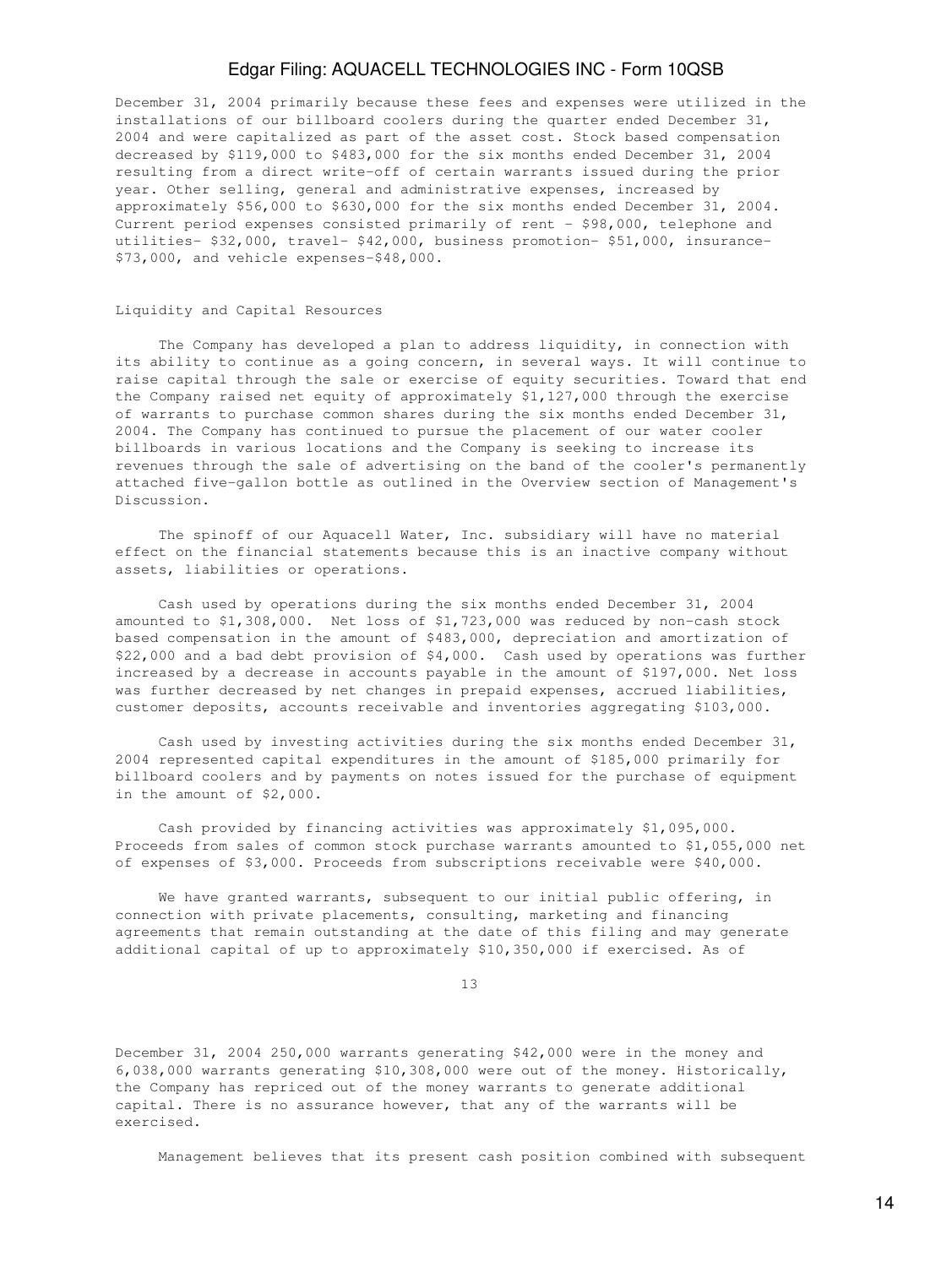December 31, 2004 primarily because these fees and expenses were utilized in the installations of our billboard coolers during the quarter ended December 31, 2004 and were capitalized as part of the asset cost. Stock based compensation decreased by $119,000 to $483,000 for the six months ended December 31, 2004 resulting from a direct write-off of certain warrants issued during the prior year. Other selling, general and administrative expenses, increased by approximately $56,000 to $630,000 for the six months ended December 31, 2004. Current period expenses consisted primarily of rent - $98,000, telephone and utilities- $32,000, travel- $42,000, business promotion- $51,000, insurance- $73,000, and vehicle expenses-$48,000.

## Liquidity and Capital Resources

The Company has developed a plan to address liquidity, in connection with its ability to continue as a going concern, in several ways. It will continue to raise capital through the sale or exercise of equity securities. Toward that end the Company raised net equity of approximately $1,127,000 through the exercise of warrants to purchase common shares during the six months ended December 31, 2004. The Company has continued to pursue the placement of our water cooler billboards in various locations and the Company is seeking to increase its revenues through the sale of advertising on the band of the cooler's permanently attached five-gallon bottle as outlined in the Overview section of Management's Discussion.

The spinoff of our Aquacell Water, Inc. subsidiary will have no material effect on the financial statements because this is an inactive company without assets, liabilities or operations.

Cash used by operations during the six months ended December 31, 2004 amounted to $1,308,000. Net loss of $1,723,000 was reduced by non-cash stock based compensation in the amount of $483,000, depreciation and amortization of $22,000 and a bad debt provision of $4,000. Cash used by operations was further increased by a decrease in accounts payable in the amount of $197,000. Net loss was further decreased by net changes in prepaid expenses, accrued liabilities, customer deposits, accounts receivable and inventories aggregating $103,000.

Cash used by investing activities during the six months ended December 31, 2004 represented capital expenditures in the amount of $185,000 primarily for billboard coolers and by payments on notes issued for the purchase of equipment in the amount of $2,000.

Cash provided by financing activities was approximately $1,095,000. Proceeds from sales of common stock purchase warrants amounted to $1,055,000 net of expenses of $3,000. Proceeds from subscriptions receivable were $40,000.

We have granted warrants, subsequent to our initial public offering, in connection with private placements, consulting, marketing and financing agreements that remain outstanding at the date of this filing and may generate additional capital of up to approximately $10,350,000 if exercised. As of December 31, 2004 250,000 warrants generating $42,000 were in the money and 6,038,000 warrants generating $10,308,000 were out of the money. Historically, the Company has repriced out of the money warrants to generate additional capital. There is no assurance however, that any of the warrants will be exercised.

Management believes that its present cash position combined with subsequent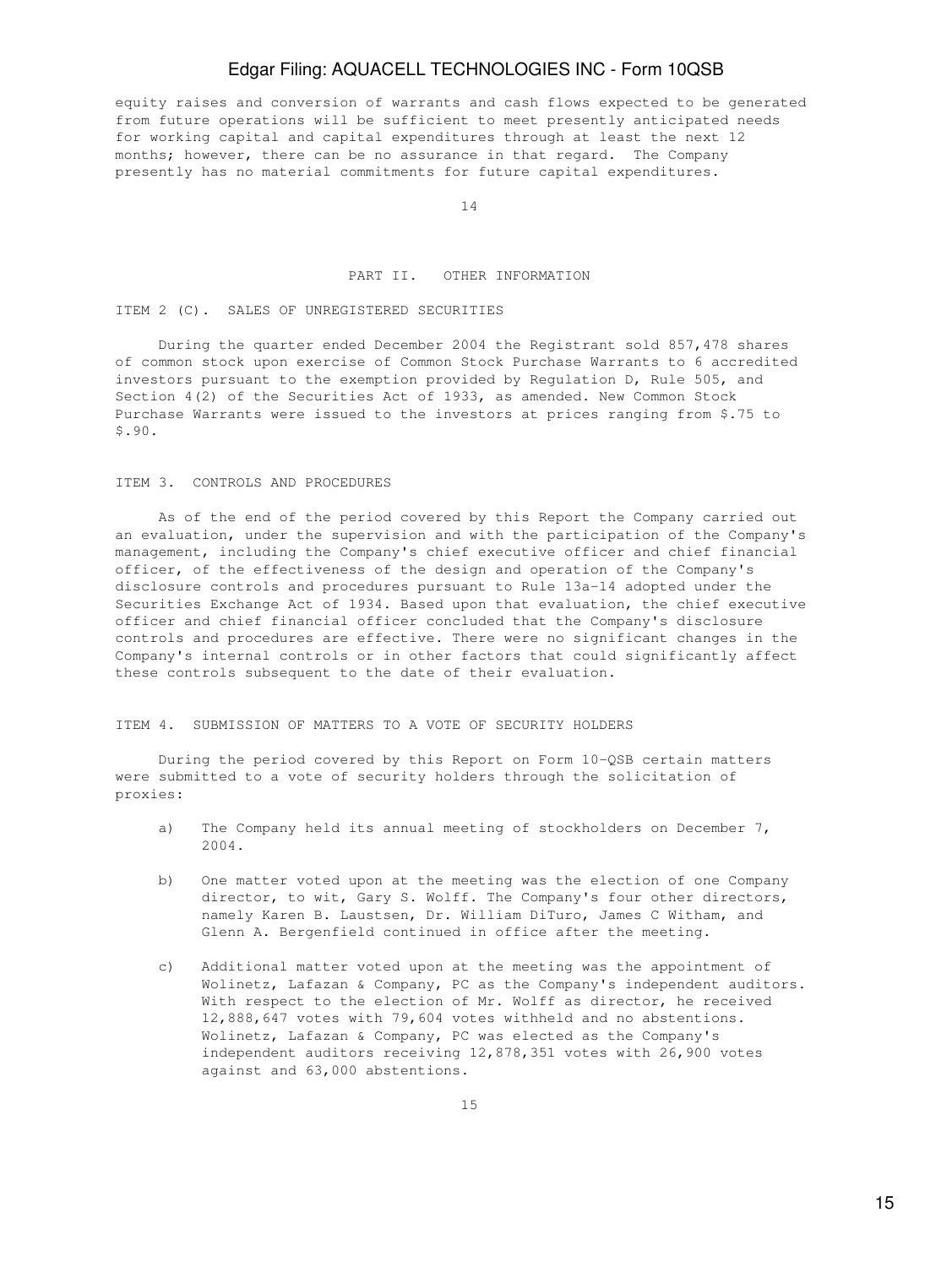equity raises and conversion of warrants and cash flows expected to be generated from future operations will be sufficient to meet presently anticipated needs for working capital and capital expenditures through at least the next 12 months; however, there can be no assurance in that regard. The Company presently has no material commitments for future capital expenditures.

## PART II. OTHER INFORMATION

### ITEM 2 (C). SALES OF UNREGISTERED SECURITIES

During the quarter ended December 2004 the Registrant sold 857,478 shares of common stock upon exercise of Common Stock Purchase Warrants to 6 accredited investors pursuant to the exemption provided by Regulation D, Rule 505, and Section 4(2) of the Securities Act of 1933, as amended. New Common Stock Purchase Warrants were issued to the investors at prices ranging from $.75 to $.90.

### ITEM 3. CONTROLS AND PROCEDURES

As of the end of the period covered by this Report the Company carried out an evaluation, under the supervision and with the participation of the Company's management, including the Company's chief executive officer and chief financial officer, of the effectiveness of the design and operation of the Company's disclosure controls and procedures pursuant to Rule 13a-14 adopted under the Securities Exchange Act of 1934. Based upon that evaluation, the chief executive officer and chief financial officer concluded that the Company's disclosure controls and procedures are effective. There were no significant changes in the Company's internal controls or in other factors that could significantly affect these controls subsequent to the date of their evaluation.

### ITEM 4. SUBMISSION OF MATTERS TO A VOTE OF SECURITY HOLDERS

During the period covered by this Report on Form 10-QSB certain matters were submitted to a vote of security holders through the solicitation of proxies:

a) The Company held its annual meeting of stockholders on December 7, 2004.

b) One matter voted upon at the meeting was the election of one Company director, to wit, Gary S. Wolff. The Company's four other directors, namely Karen B. Laustsen, Dr. William DiTuro, James C Witham, and Glenn A. Bergenfield continued in office after the meeting.

c) Additional matter voted upon at the meeting was the appointment of Wolinetz, Lafazan & Company, PC as the Company's independent auditors. With respect to the election of Mr. Wolff as director, he received 12,888,647 votes with 79,604 votes withheld and no abstentions. Wolinetz, Lafazan & Company, PC was elected as the Company's independent auditors receiving 12,878,351 votes with 26,900 votes against and 63,000 abstentions.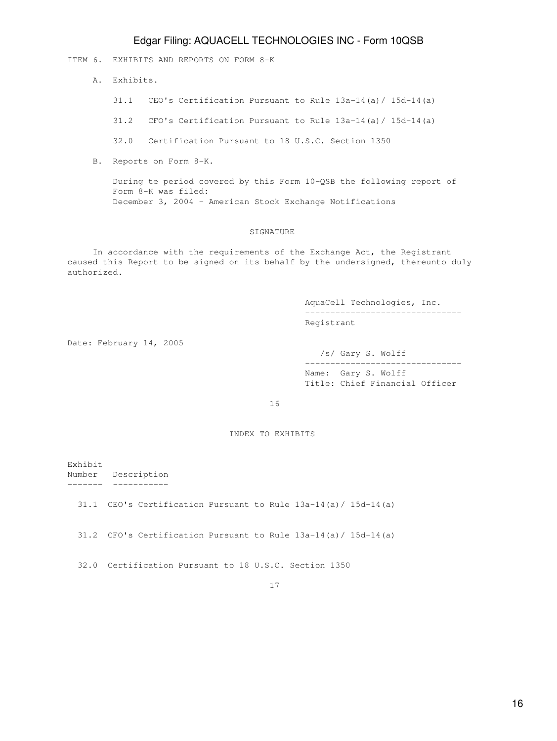ITEM 6. EXHIBITS AND REPORTS ON FORM 8-K

A. Exhibits.

31.1 CEO's Certification Pursuant to Rule 13a-14(a)/ 15d-14(a)

31.2 CFO's Certification Pursuant to Rule 13a-14(a)/ 15d-14(a)

32.0 Certification Pursuant to 18 U.S.C. Section 1350

B. Reports on Form 8-K.

During te period covered by this Form 10-QSB the following report of Form 8-K was filed:
December 3, 2004 - American Stock Exchange Notifications

SIGNATURE

In accordance with the requirements of the Exchange Act, the Registrant caused this Report to be signed on its behalf by the undersigned, thereunto duly authorized.

AquaCell Technologies, Inc.

-------------------------------

Registrant

Date: February 14, 2005

/s/ Gary S. Wolff

-------------------------------

Name: Gary S. Wolff
Title: Chief Financial Officer

INDEX TO EXHIBITS

| Exhibit Number | Description |
| --- | --- |
| 31.1 | CEO's Certification Pursuant to Rule 13a-14(a)/ 15d-14(a) |
| 31.2 | CFO's Certification Pursuant to Rule 13a-14(a)/ 15d-14(a) |
| 32.0 | Certification Pursuant to 18 U.S.C. Section 1350 |